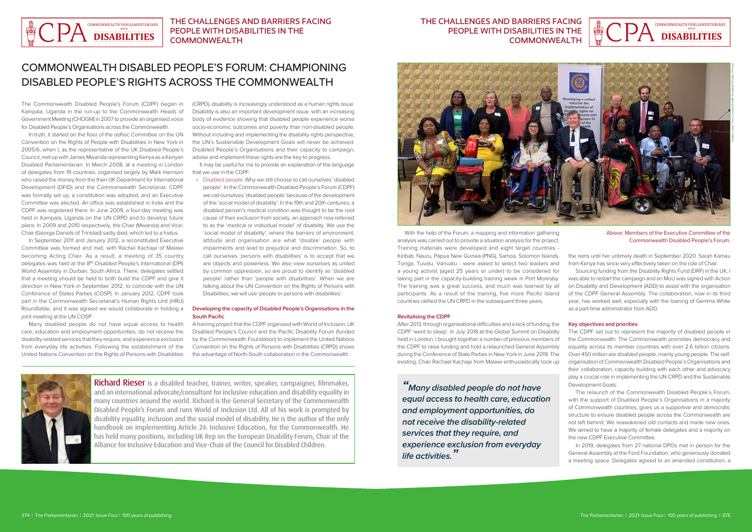# COMMONWEALTH DISABLED PEOPLE'S FORUM: CHAMPIONING DISABLED PEOPLE'S RIGHTS ACROSS THE COMMONWEALTH

The Commonwealth Disabled People's Forum (CDPF) began in Kampala, Uganda in the run-up to the Commonwealth Heads of Government Meeting (CHOGM) in 2007 to provide an organised voice for Disabled People's Organisations across the Commonwealth.

In truth, it started on the floor of the *adhoc* Committee on the UN Convention on the Rights of People with Disabilities in New York in 2005/6, when I, as the representative of the UK Disabled People's Council, met up with James Mwanda representing Kenya as a Kenyan Disabled Parliamentarian. In March 2008, at a meeting in London of delegates from 19 countries, organised largely by Mark Harrison who raised the money from the then UK Department for International Development (DFID) and the Commonwealth Secretariat, CDPF was formally set up, a constitution was adopted, and an Executive Committee was elected. An office was established in India and the CDPF was registered there. In June 2009, a four-day meeting was held in Kampala, Uganda on the UN CRPD and to develop future plans. In 2009 and 2010 respectively, the Chair (Mwanda) and Vice-Chair (George Daniels of Trinidad) sadly died, which led to a hiatus.

In September 2011 and January 2012, a reconstituted Executive Committee was formed and met, with Rachel Kachaje of Malawi becoming Acting Chair. As a result, a meeting of 35 country delegates was held at the 8th Disabled People's International (DPI) World Assembly in Durban, South Africa. There, delegates settled that a meeting should be held to both build the CDPF and give it direction in New York in September 2012, to coincide with the UN Conference of States Parties (COSP). In January 2012, CDPF took part in the Commonwealth Secretariat's Human Rights Unit (HRU) Roundtable, and it was agreed we would collaborate in holding a joint meeting at the UN COSP.

Many disabled people do not have equal access to health care, education and employment opportunities, do not receive the disability-related services that they require, and experience exclusion from everyday life activities. Following the establishment of the United Nations Convention on the Rights of Persons with Disabilities (CRPD), disability is increasingly understood as a human rights issue. Disability is also an important development issue, with an increasing body of evidence showing that disabled people experience worse socio-economic outcomes and poverty than non-disabled people. Without including and implementing the disability rights perspective, the UN's Sustainable Development Goals will never be achieved. Disabled People's Organisations and their capacity to campaign, advise and implement these rights are the key to progress.

It may be useful for me to provide an explanation of the language that we use in the CDPF.

- Disabled people: Why we still choose to call ourselves 'disabled people': In the Commonwealth Disabled People's Forum (CDPF) we call ourselves 'disabled people' because of the development of the 'social model of disability'. In the 19th and 20th centuries, a disabled person's medical condition was thought to be the root cause of their exclusion from society, an approach now referred to as the 'medical or individual model' of disability. We use the 'social model of disability', where the barriers of environment, attitude and organisation are what 'disable' people with impairments and lead to prejudice and discrimination. So, to call ourselves 'persons with disabilities' is to accept that we are objects and powerless. We also view ourselves as united by common oppression, so are proud to identify as 'disabled people' rather than 'people with disabilities'. When we are talking about the UN Convention on the Rights of Persons with Disabilities, we will use 'people or persons with disabilities'.

### Developing the capacity of Disabled People's Organisations in the South Pacific

A training project that the CDPF organised with World of Inclusion, UK Disabled People's Council and the Pacific Disability Forum (funded by the Commonwealth Foundation) to implement the United Nations Convention on the Rights of Persons with Disabilities (CRPD) shows the advantage of North-South collaboration in the Commonwealth.

With the help of the Forum, a mapping and information gathering analysis was carried out to provide a situation analysis for the project. Training materials were developed and eight target countries - Kiribati, Nauru, Papua New Guinea (PNG), Samoa, Solomon Islands, Tonga, Tuvalu, Vanuatu - were asked to select two leaders and a young activist (aged 25 years or under) to be considered for taking part in the capacity-building training week in Port Moresby. The training was a great success, and much was learned by all participants. As a result of the training, five more Pacific Island countries ratified the UN CRPD in the subsequent three years.

### Revitalising the CDPF

After 2013, through organisational difficulties and a lack of funding, the CDPF 'went to sleep'. In July 2018 at the Global Summit on Disability held in London, I brought together a number of previous members of the CDPF to raise funding and hold a relaunched General Assembly during the Conference of State Parties in New York in June 2019. The existing, Chair Rachael Kachaje from Malawi enthusiastically took up the reins until her untimely death in September 2020. Sarah Kamau from Kenya has since very effectively taken on the role of Chair.

Sourcing funding from the Disability Rights Fund (DRF) in the UK, I was able to restart the campaign and an MoU was signed with Action on Disability and Development (ADD) to assist with the organisation of the CDPF General Assembly. The collaboration, now in its third year, has worked well, especially with the loaning of Gemma White as a part-time administrator from ADD.

Above: Members of the Executive Committee of the Commonwealth Disabled People's Forum.

> *"Many disabled people do not have equal access to health care, education and employment opportunities, do not receive the disability-related services that they require, and experience exclusion from everyday life activities."*

### Key objectives and priorities

The CDPF set out to represent the majority of disabled people in the Commonwealth. The Commonwealth promotes democracy and equality across its member countries with over 2.6 billion citizens. Over 450 million are disabled people, mainly young people. The self-organisation of Commonwealth Disabled People's Organisations and their collaboration, capacity building with each other and advocacy play a crucial role in implementing the UN CRPD and the Sustainable Development Goals.

The relaunch of the Commonwealth Disabled People's Forum, with the support of Disabled People's Organisations in a majority of Commonwealth countries, gives us a supportive and democratic structure to ensure disabled people across the Commonwealth are not left behind. We reawakened old contacts and made new ones. We aimed to have a majority of female delegates and a majority on the new CDPF Executive Committee.

In 2019, delegates from 27 national DPOs met in person for the General Assembly at the Ford Foundation, who generously donated a meeting space. Delegates agreed to an amended constitution, a

**Richard Rieser** is a disabled teacher, trainer, writer, speaker, campaigner, filmmaker, and an international advocate/consultant for inclusive education and disability equality in many countries around the world. Richard is the General Secretary of the Commonwealth Disabled People's Forum and runs World of Inclusion Ltd. All of his work is prompted by disability equality, inclusion and the social model of disability. He is the author of the only handbook on implementing Article 24: Inclusive Education, for the Commonwealth. He has held many positions, including UK Rep on the European Disability Forum, Chair of the Alliance for Inclusive Education and Vice-Chair of the Council for Disabled Children.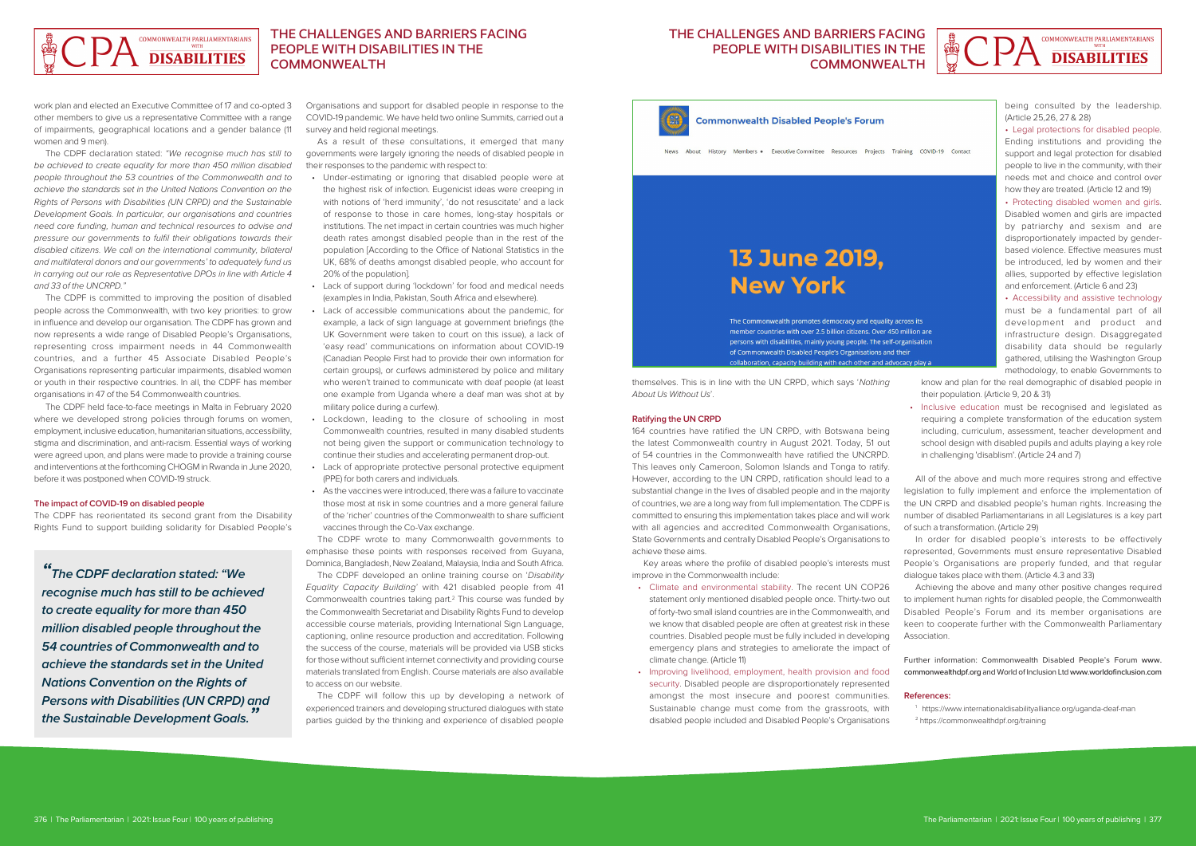work plan and elected an Executive Committee of 17 and co-opted 3 other members to give us a representative Committee with a range of impairments, geographical locations and a gender balance (11 women and 9 men).

The CDPF declaration stated: *"We recognise much has still to be achieved to create equality for more than 450 million disabled people throughout the 53 countries of the Commonwealth and to achieve the standards set in the United Nations Convention on the Rights of Persons with Disabilities (UN CRPD) and the Sustainable Development Goals. In particular, our organisations and countries need core funding, human and technical resources to advise and pressure our governments to fulfil their obligations towards their disabled citizens. We call on the international community, bilateral and multilateral donors and our governments' to adequately fund us in carrying out our role as Representative DPOs in line with Article 4 and 33 of the UNCRPD."*

The CDPF is committed to improving the position of disabled people across the Commonwealth, with two key priorities: to grow in influence and develop our organisation. The CDPF has grown and now represents a wide range of Disabled People's Organisations, representing cross impairment needs in 44 Commonwealth countries, and a further 45 Associate Disabled People's Organisations representing particular impairments, disabled women or youth in their respective countries. In all, the CDPF has member organisations in 47 of the 54 Commonwealth countries.

The CDPF held face-to-face meetings in Malta in February 2020 where we developed strong policies through forums on women, employment, inclusive education, humanitarian situations, accessibility, stigma and discrimination, and anti-racism. Essential ways of working were agreed upon, and plans were made to provide a training course and interventions at the forthcoming CHOGM in Rwanda in June 2020, before it was postponed when COVID-19 struck.

### The impact of COVID-19 on disabled people

The CDPF has reorientated its second grant from the Disability Rights Fund to support building solidarity for Disabled People's Organisations and support for disabled people in response to the COVID-19 pandemic. We have held two online Summits, carried out a survey and held regional meetings.

> ***"The CDPF declaration stated: "We recognise much has still to be achieved to create equality for more than 450 million disabled people throughout the 54 countries of Commonwealth and to achieve the standards set in the United Nations Convention on the Rights of Persons with Disabilities (UN CRPD) and the Sustainable Development Goals."***

As a result of these consultations, it emerged that many governments were largely ignoring the needs of disabled people in their responses to the pandemic with respect to:

- Under-estimating or ignoring that disabled people were at the highest risk of infection. Eugenicist ideas were creeping in with notions of 'herd immunity', 'do not resuscitate' and a lack of response to those in care homes, long-stay hospitals or institutions. The net impact in certain countries was much higher death rates amongst disabled people than in the rest of the population [According to the Office of National Statistics in the UK, 68% of deaths amongst disabled people, who account for 20% of the population].
- Lack of support during 'lockdown' for food and medical needs (examples in India, Pakistan, South Africa and elsewhere).
- Lack of accessible communications about the pandemic, for example, a lack of sign language at government briefings (the UK Government were taken to court on this issue), a lack of 'easy read' communications on information about COVID-19 (Canadian People First had to provide their own information for certain groups), or curfews administered by police and military who weren't trained to communicate with deaf people (at least one example from Uganda where a deaf man was shot at by military police during a curfew).
- Lockdown, leading to the closure of schooling in most Commonwealth countries, resulted in many disabled students not being given the support or communication technology to continue their studies and accelerating permanent drop-out.
- Lack of appropriate protective personal protective equipment (PPE) for both carers and individuals.
- As the vaccines were introduced, there was a failure to vaccinate those most at risk in some countries and a more general failure of the 'richer' countries of the Commonwealth to share sufficient vaccines through the Co-Vax exchange.

The CDPF wrote to many Commonwealth governments to emphasise these points with responses received from Guyana, Dominica, Bangladesh, New Zealand, Malaysia, India and South Africa.

The CDPF developed an online training course on '*Disability Equality Capacity Building*' with 421 disabled people from 41 Commonwealth countries taking part.[2] This course was funded by the Commonwealth Secretariat and Disability Rights Fund to develop accessible course materials, providing International Sign Language, captioning, online resource production and accreditation. Following the success of the course, materials will be provided via USB sticks for those without sufficient internet connectivity and providing course materials translated from English. Course materials are also available to access on our website.

The CDPF will follow this up by developing a network of experienced trainers and developing structured dialogues with state parties guided by the thinking and experience of disabled people themselves. This is in line with the UN CRPD, which says '*Nothing About Us Without Us*'.

**Commonwealth Disabled People's Forum**

News About History Members Executive Committee Resources Projects Training COVID-19 Contact

**13 June 2019, New York**

The Commonwealth promotes democracy and equality across its member countries with over 2.5 billion citizens. Over 450 million are persons with disabilities, mainly young people. The self-organisation of Commonwealth Disabled People's Organisations and their collaboration, capacity building with each other and advocacy play a

### Ratifying the UN CRPD

164 countries have ratified the UN CRPD, with Botswana being the latest Commonwealth country in August 2021. Today, 51 out of 54 countries in the Commonwealth have ratified the UNCRPD. This leaves only Cameroon, Solomon Islands and Tonga to ratify. However, according to the UN CRPD, ratification should lead to a substantial change in the lives of disabled people and in the majority of countries, we are a long way from full implementation. The CDPF is committed to ensuring this implementation takes place and will work with all agencies and accredited Commonwealth Organisations, State Governments and centrally Disabled People's Organisations to achieve these aims.

Key areas where the profile of disabled people's interests must improve in the Commonwealth include:

- Climate and environmental stability. The recent UN COP26 statement only mentioned disabled people once. Thirty-two out of forty-two small island countries are in the Commonwealth, and we know that disabled people are often at greatest risk in these countries. Disabled people must be fully included in developing emergency plans and strategies to ameliorate the impact of climate change. (Article 11)
- Improving livelihood, employment, health provision and food security. Disabled people are disproportionately represented amongst the most insecure and poorest communities. Sustainable change must come from the grassroots, with disabled people included and Disabled People's Organisations being consulted by the leadership. (Article 25,26, 27 & 28)
- Legal protections for disabled people. Ending institutions and providing the support and legal protection for disabled people to live in the community, with their needs met and choice and control over how they are treated. (Article 12 and 19)
- Protecting disabled women and girls. Disabled women and girls are impacted by patriarchy and sexism and are disproportionately impacted by gender-based violence. Effective measures must be introduced, led by women and their allies, supported by effective legislation and enforcement. (Article 6 and 23)
- Accessibility and assistive technology must be a fundamental part of all development and product and infrastructure design. Disaggregated disability data should be regularly gathered, utilising the Washington Group methodology, to enable Governments to know and plan for the real demographic of disabled people in their population. (Article 9, 20 & 31)
- Inclusive education must be recognised and legislated as requiring a complete transformation of the education system including, curriculum, assessment, teacher development and school design with disabled pupils and adults playing a key role in challenging 'disablism'. (Article 24 and 7)

All of the above and much more requires strong and effective legislation to fully implement and enforce the implementation of the UN CRPD and disabled people's human rights. Increasing the number of disabled Parliamentarians in all Legislatures is a key part of such a transformation. (Article 29)

In order for disabled people's interests to be effectively represented, Governments must ensure representative Disabled People's Organisations are properly funded, and that regular dialogue takes place with them. (Article 4.3 and 33)

Achieving the above and many other positive changes required to implement human rights for disabled people, the Commonwealth Disabled People's Forum and its member organisations are keen to cooperate further with the Commonwealth Parliamentary Association.

Further information: Commonwealth Disabled People's Forum www.commonwealthdpf.org and World of Inclusion Ltd www.worldofinclusion.com

### References:

[1] https://www.internationaldisabilityalliance.org/uganda-deaf-man

[2] https://commonwealthdpf.org/training